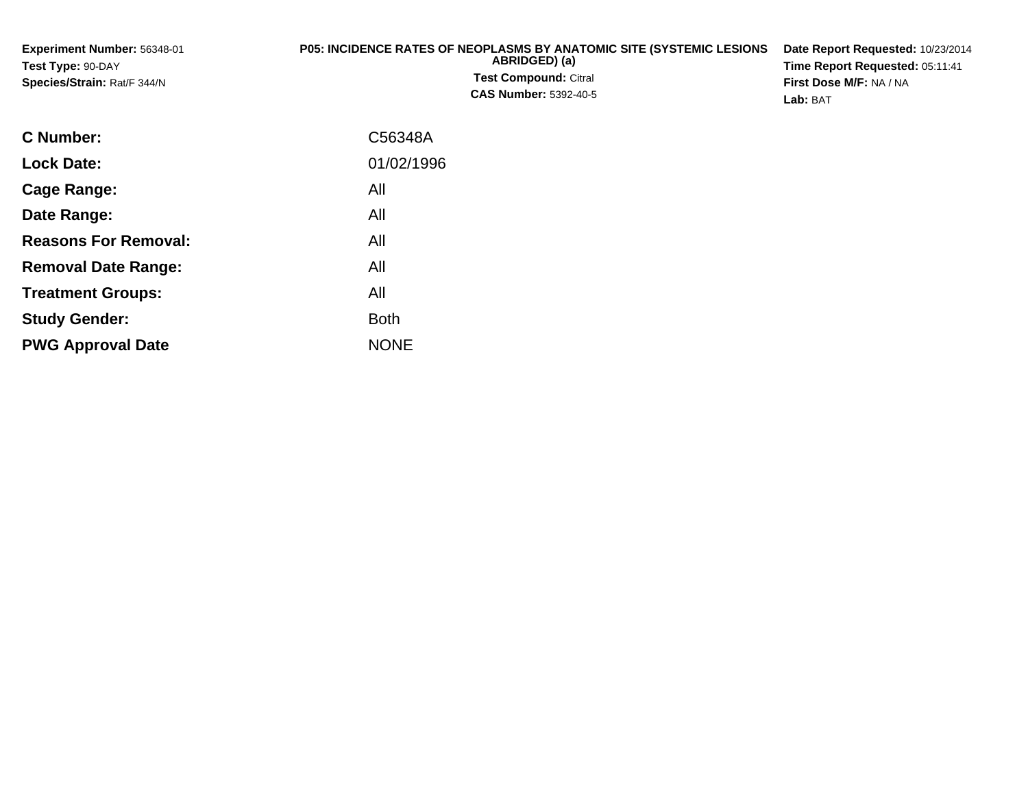**Experiment Number:** 56348-01
**Test Type:** 90-DAY
**Species/Strain:** Rat/F 344/N

**P05: INCIDENCE RATES OF NEOPLASMS BY ANATOMIC SITE (SYSTEMIC LESIONS ABRIDGED) (a)**
**Test Compound:** Citral
**CAS Number:** 5392-40-5

**Date Report Requested:** 10/23/2014
**Time Report Requested:** 05:11:41
**First Dose M/F:** NA / NA
**Lab:** BAT

| | |
|---|---|
| **C Number:** | C56348A |
| **Lock Date:** | 01/02/1996 |
| **Cage Range:** | All |
| **Date Range:** | All |
| **Reasons For Removal:** | All |
| **Removal Date Range:** | All |
| **Treatment Groups:** | All |
| **Study Gender:** | Both |
| **PWG Approval Date** | NONE |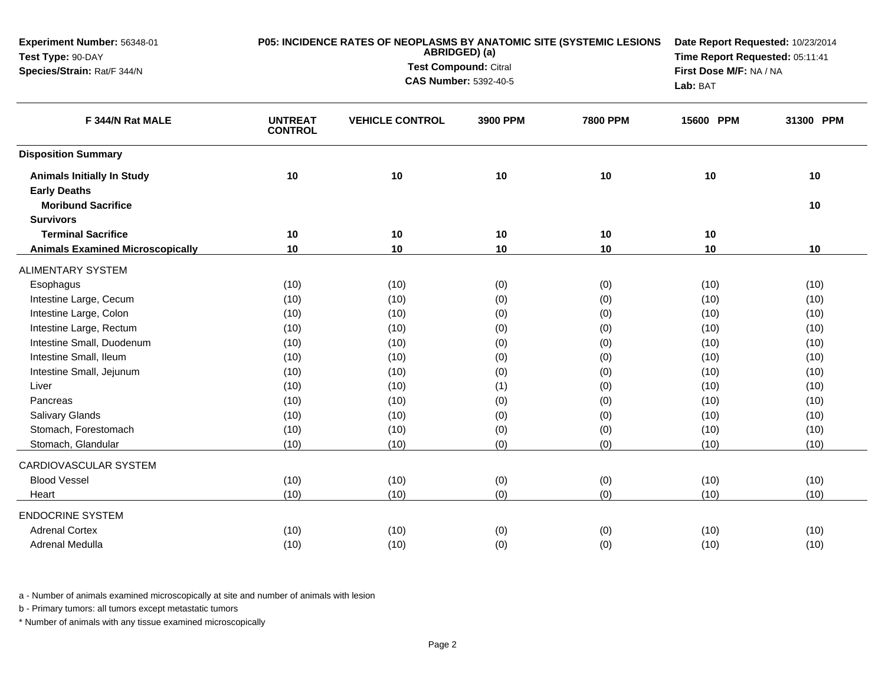**Experiment Number:** 56348-01
**Test Type:** 90-DAY
**Species/Strain:** Rat/F 344/N

**P05: INCIDENCE RATES OF NEOPLASMS BY ANATOMIC SITE (SYSTEMIC LESIONS ABRIDGED) (a)**
**Test Compound:** Citral
**CAS Number:** 5392-40-5

**Date Report Requested:** 10/23/2014
**Time Report Requested:** 05:11:41
**First Dose M/F:** NA / NA
**Lab:** BAT

| F 344/N Rat MALE | UNTREAT CONTROL | VEHICLE CONTROL | 3900 PPM | 7800 PPM | 15600 PPM | 31300 PPM |
|---|---|---|---|---|---|---|
| **Disposition Summary** | | | | | | |
| **Animals Initially In Study** | 10 | 10 | 10 | 10 | 10 | 10 |
| **Early Deaths** | | | | | | |
| **Moribund Sacrifice** | | | | | | 10 |
| **Survivors** | | | | | | |
| **Terminal Sacrifice** | 10 | 10 | 10 | 10 | 10 | |
| **Animals Examined Microscopically** | 10 | 10 | 10 | 10 | 10 | 10 |
| ALIMENTARY SYSTEM | | | | | | |
| Esophagus | (10) | (10) | (0) | (0) | (10) | (10) |
| Intestine Large, Cecum | (10) | (10) | (0) | (0) | (10) | (10) |
| Intestine Large, Colon | (10) | (10) | (0) | (0) | (10) | (10) |
| Intestine Large, Rectum | (10) | (10) | (0) | (0) | (10) | (10) |
| Intestine Small, Duodenum | (10) | (10) | (0) | (0) | (10) | (10) |
| Intestine Small, Ileum | (10) | (10) | (0) | (0) | (10) | (10) |
| Intestine Small, Jejunum | (10) | (10) | (0) | (0) | (10) | (10) |
| Liver | (10) | (10) | (1) | (0) | (10) | (10) |
| Pancreas | (10) | (10) | (0) | (0) | (10) | (10) |
| Salivary Glands | (10) | (10) | (0) | (0) | (10) | (10) |
| Stomach, Forestomach | (10) | (10) | (0) | (0) | (10) | (10) |
| Stomach, Glandular | (10) | (10) | (0) | (0) | (10) | (10) |
| CARDIOVASCULAR SYSTEM | | | | | | |
| Blood Vessel | (10) | (10) | (0) | (0) | (10) | (10) |
| Heart | (10) | (10) | (0) | (0) | (10) | (10) |
| ENDOCRINE SYSTEM | | | | | | |
| Adrenal Cortex | (10) | (10) | (0) | (0) | (10) | (10) |
| Adrenal Medulla | (10) | (10) | (0) | (0) | (10) | (10) |

a - Number of animals examined microscopically at site and number of animals with lesion

b - Primary tumors: all tumors except metastatic tumors

* Number of animals with any tissue examined microscopically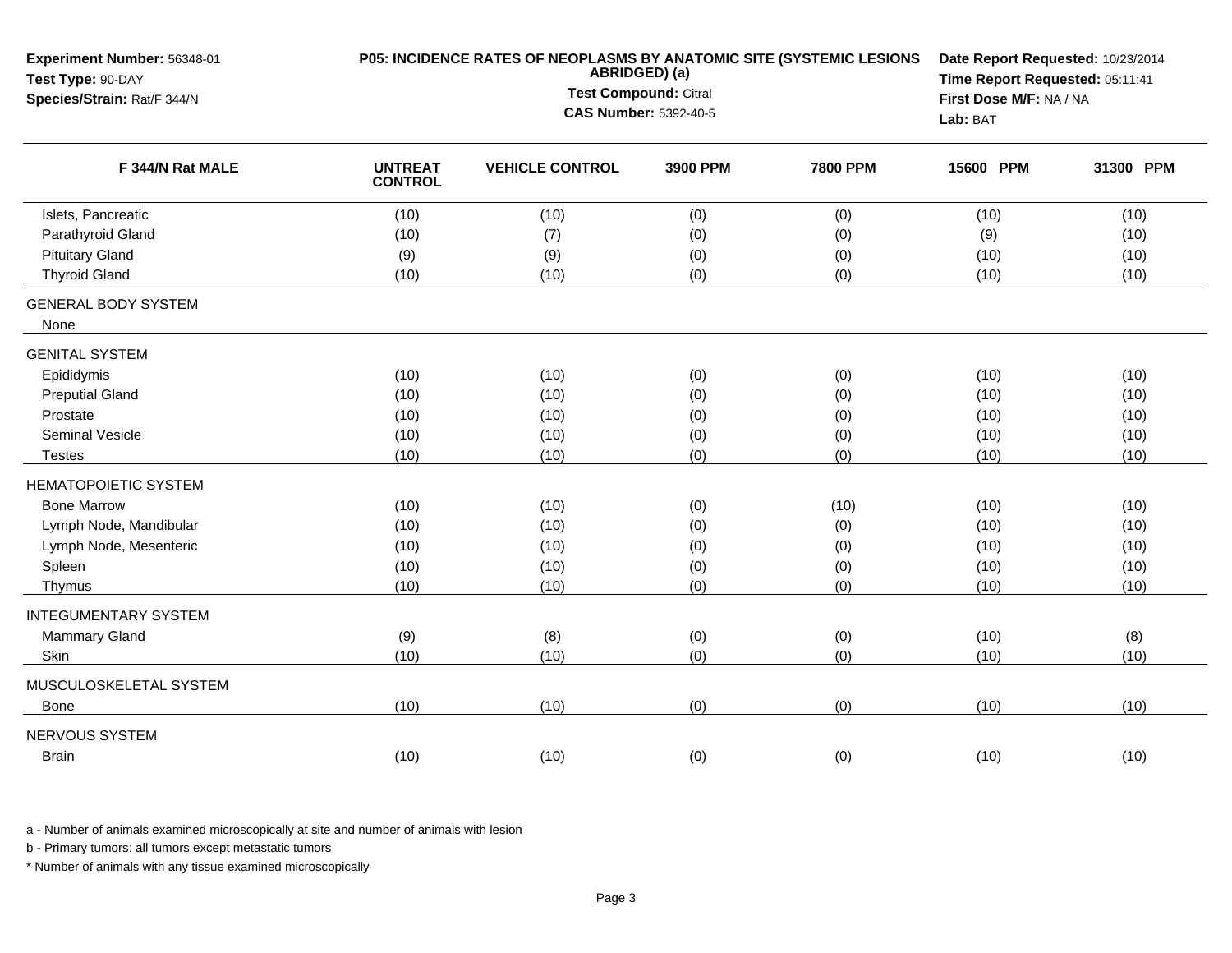| F 344/N Rat MALE | UNTREAT CONTROL | VEHICLE CONTROL | 3900 PPM | 7800 PPM | 15600 PPM | 31300 PPM |
|---|---|---|---|---|---|---|
| Islets, Pancreatic | (10) | (10) | (0) | (0) | (10) | (10) |
| Parathyroid Gland | (10) | (7) | (0) | (0) | (9) | (10) |
| Pituitary Gland | (9) | (9) | (0) | (0) | (10) | (10) |
| Thyroid Gland | (10) | (10) | (0) | (0) | (10) | (10) |
| GENERAL BODY SYSTEM | | | | | | |
| None | | | | | | |
| GENITAL SYSTEM | | | | | | |
| Epididymis | (10) | (10) | (0) | (0) | (10) | (10) |
| Preputial Gland | (10) | (10) | (0) | (0) | (10) | (10) |
| Prostate | (10) | (10) | (0) | (0) | (10) | (10) |
| Seminal Vesicle | (10) | (10) | (0) | (0) | (10) | (10) |
| Testes | (10) | (10) | (0) | (0) | (10) | (10) |
| HEMATOPOIETIC SYSTEM | | | | | | |
| Bone Marrow | (10) | (10) | (0) | (10) | (10) | (10) |
| Lymph Node, Mandibular | (10) | (10) | (0) | (0) | (10) | (10) |
| Lymph Node, Mesenteric | (10) | (10) | (0) | (0) | (10) | (10) |
| Spleen | (10) | (10) | (0) | (0) | (10) | (10) |
| Thymus | (10) | (10) | (0) | (0) | (10) | (10) |
| INTEGUMENTARY SYSTEM | | | | | | |
| Mammary Gland | (9) | (8) | (0) | (0) | (10) | (8) |
| Skin | (10) | (10) | (0) | (0) | (10) | (10) |
| MUSCULOSKELETAL SYSTEM | | | | | | |
| Bone | (10) | (10) | (0) | (0) | (10) | (10) |
| NERVOUS SYSTEM | | | | | | |
| Brain | (10) | (10) | (0) | (0) | (10) | (10) |

a - Number of animals examined microscopically at site and number of animals with lesion

b - Primary tumors: all tumors except metastatic tumors

* Number of animals with any tissue examined microscopically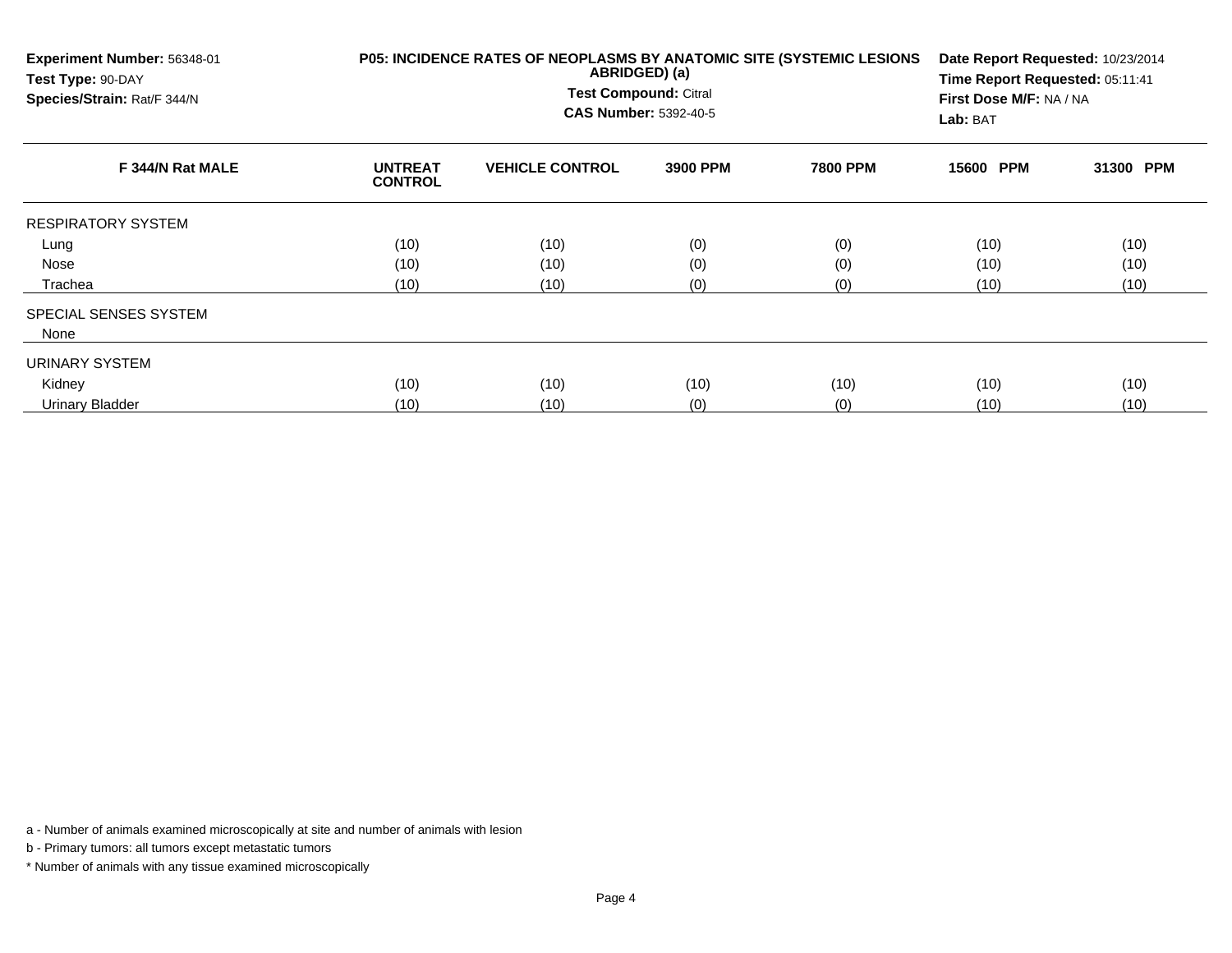**Experiment Number:** 56348-01
**Test Type:** 90-DAY
**Species/Strain:** Rat/F 344/N

**P05: INCIDENCE RATES OF NEOPLASMS BY ANATOMIC SITE (SYSTEMIC LESIONS ABRIDGED) (a)**
**Test Compound:** Citral
**CAS Number:** 5392-40-5

**Date Report Requested:** 10/23/2014
**Time Report Requested:** 05:11:41
**First Dose M/F:** NA / NA
**Lab:** BAT

| F 344/N Rat MALE | UNTREAT CONTROL | VEHICLE CONTROL | 3900 PPM | 7800 PPM | 15600 PPM | 31300 PPM |
|---|---|---|---|---|---|---|
| RESPIRATORY SYSTEM | | | | | | |
| Lung | (10) | (10) | (0) | (0) | (10) | (10) |
| Nose | (10) | (10) | (0) | (0) | (10) | (10) |
| Trachea | (10) | (10) | (0) | (0) | (10) | (10) |
| SPECIAL SENSES SYSTEM | | | | | | |
| None | | | | | | |
| URINARY SYSTEM | | | | | | |
| Kidney | (10) | (10) | (10) | (10) | (10) | (10) |
| Urinary Bladder | (10) | (10) | (0) | (0) | (10) | (10) |

a - Number of animals examined microscopically at site and number of animals with lesion

b - Primary tumors: all tumors except metastatic tumors

* Number of animals with any tissue examined microscopically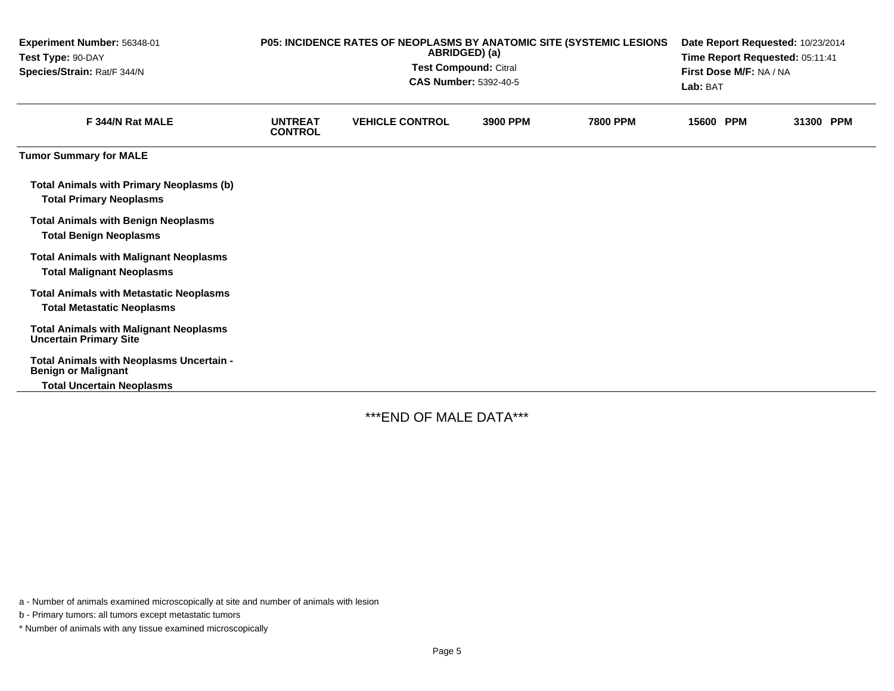**Experiment Number:** 56348-01
**Test Type:** 90-DAY
**Species/Strain:** Rat/F 344/N

**P05: INCIDENCE RATES OF NEOPLASMS BY ANATOMIC SITE (SYSTEMIC LESIONS ABRIDGED) (a)**
**Test Compound:** Citral
**CAS Number:** 5392-40-5

**Date Report Requested:** 10/23/2014
**Time Report Requested:** 05:11:41
**First Dose M/F:** NA / NA
**Lab:** BAT

| F 344/N Rat MALE | UNTREAT CONTROL | VEHICLE CONTROL | 3900 PPM | 7800 PPM | 15600 PPM | 31300 PPM |
|---|---|---|---|---|---|---|
| **Tumor Summary for MALE** | | | | | | |
| **Total Animals with Primary Neoplasms (b)** | | | | | | |
| **Total Primary Neoplasms** | | | | | | |
| **Total Animals with Benign Neoplasms** | | | | | | |
| **Total Benign Neoplasms** | | | | | | |
| **Total Animals with Malignant Neoplasms** | | | | | | |
| **Total Malignant Neoplasms** | | | | | | |
| **Total Animals with Metastatic Neoplasms** | | | | | | |
| **Total Metastatic Neoplasms** | | | | | | |
| **Total Animals with Malignant Neoplasms Uncertain Primary Site** | | | | | | |
| **Total Animals with Neoplasms Uncertain - Benign or Malignant** | | | | | | |
| **Total Uncertain Neoplasms** | | | | | | |

***END OF MALE DATA***

a - Number of animals examined microscopically at site and number of animals with lesion

b - Primary tumors: all tumors except metastatic tumors

* Number of animals with any tissue examined microscopically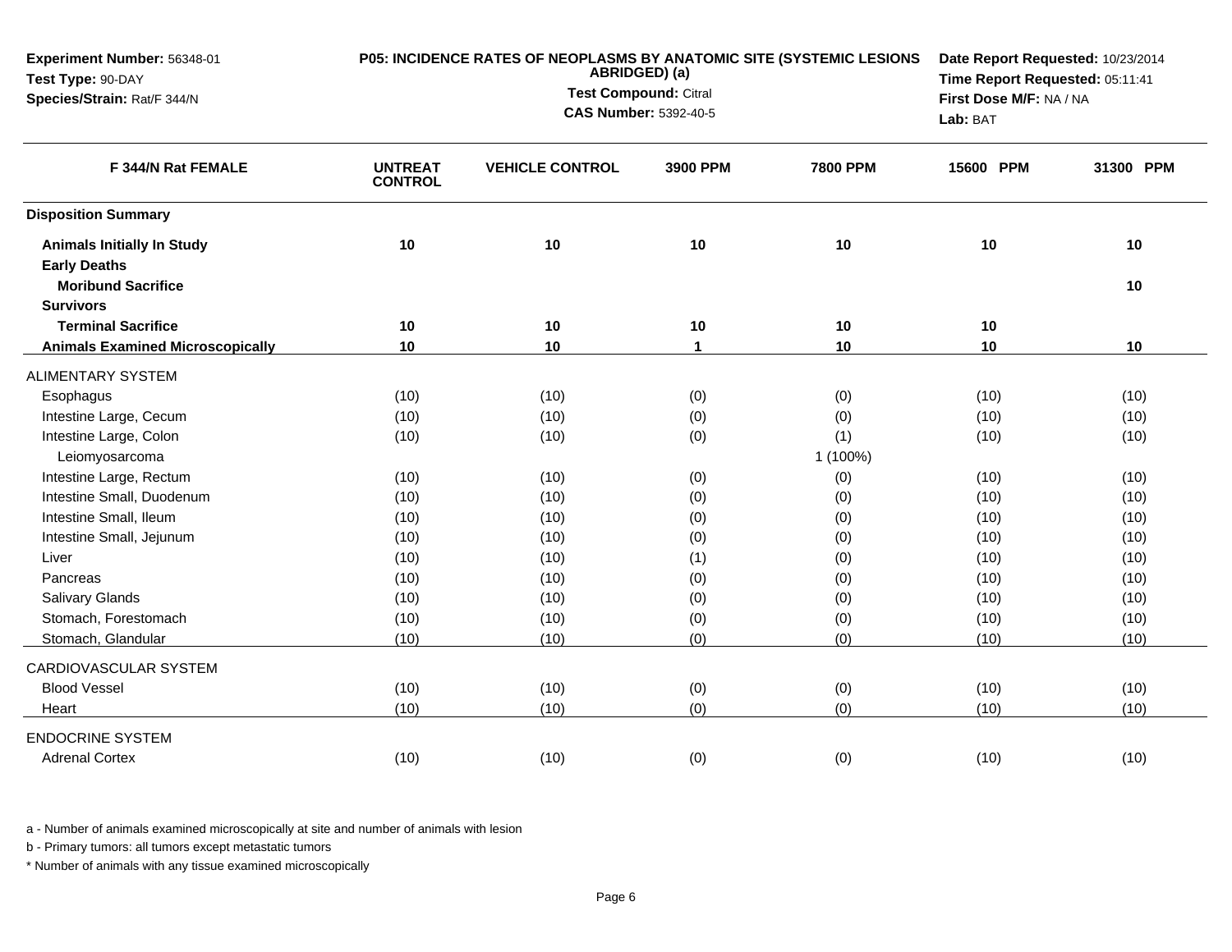**Experiment Number:** 56348-01
**Test Type:** 90-DAY
**Species/Strain:** Rat/F 344/N

**P05: INCIDENCE RATES OF NEOPLASMS BY ANATOMIC SITE (SYSTEMIC LESIONS ABRIDGED) (a)**
**Test Compound:** Citral
**CAS Number:** 5392-40-5

**Date Report Requested:** 10/23/2014
**Time Report Requested:** 05:11:41
**First Dose M/F:** NA / NA
**Lab:** BAT

| F 344/N Rat FEMALE | UNTREAT CONTROL | VEHICLE CONTROL | 3900 PPM | 7800 PPM | 15600 PPM | 31300 PPM |
|---|---|---|---|---|---|---|
| **Disposition Summary** | | | | | | |
| **Animals Initially In Study** | 10 | 10 | 10 | 10 | 10 | 10 |
| **Early Deaths** | | | | | | |
| **Moribund Sacrifice** | | | | | | 10 |
| **Survivors** | | | | | | |
| **Terminal Sacrifice** | 10 | 10 | 10 | 10 | 10 | |
| **Animals Examined Microscopically** | 10 | 10 | 1 | 10 | 10 | 10 |
| ALIMENTARY SYSTEM | | | | | | |
| Esophagus | (10) | (10) | (0) | (0) | (10) | (10) |
| Intestine Large, Cecum | (10) | (10) | (0) | (0) | (10) | (10) |
| Intestine Large, Colon | (10) | (10) | (0) | (1) | (10) | (10) |
| Leiomyosarcoma | | | | 1 (100%) | | |
| Intestine Large, Rectum | (10) | (10) | (0) | (0) | (10) | (10) |
| Intestine Small, Duodenum | (10) | (10) | (0) | (0) | (10) | (10) |
| Intestine Small, Ileum | (10) | (10) | (0) | (0) | (10) | (10) |
| Intestine Small, Jejunum | (10) | (10) | (0) | (0) | (10) | (10) |
| Liver | (10) | (10) | (1) | (0) | (10) | (10) |
| Pancreas | (10) | (10) | (0) | (0) | (10) | (10) |
| Salivary Glands | (10) | (10) | (0) | (0) | (10) | (10) |
| Stomach, Forestomach | (10) | (10) | (0) | (0) | (10) | (10) |
| Stomach, Glandular | (10) | (10) | (0) | (0) | (10) | (10) |
| CARDIOVASCULAR SYSTEM | | | | | | |
| Blood Vessel | (10) | (10) | (0) | (0) | (10) | (10) |
| Heart | (10) | (10) | (0) | (0) | (10) | (10) |
| ENDOCRINE SYSTEM | | | | | | |
| Adrenal Cortex | (10) | (10) | (0) | (0) | (10) | (10) |

a - Number of animals examined microscopically at site and number of animals with lesion

b - Primary tumors: all tumors except metastatic tumors

* Number of animals with any tissue examined microscopically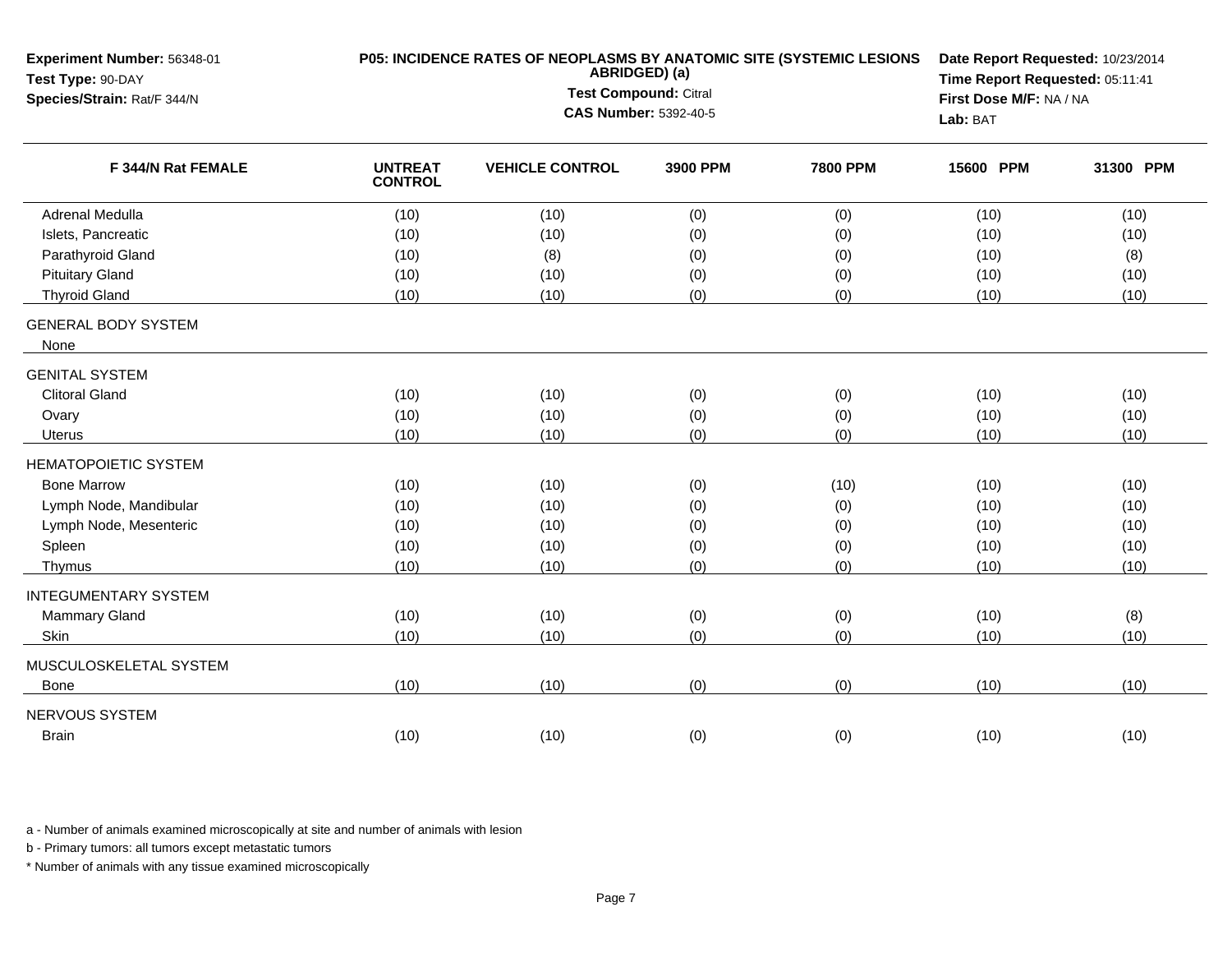**Experiment Number:** 56348-01
**Test Type:** 90-DAY
**Species/Strain:** Rat/F 344/N

**P05: INCIDENCE RATES OF NEOPLASMS BY ANATOMIC SITE (SYSTEMIC LESIONS ABRIDGED) (a)**
**Test Compound:** Citral
**CAS Number:** 5392-40-5

**Date Report Requested:** 10/23/2014
**Time Report Requested:** 05:11:41
**First Dose M/F:** NA / NA
**Lab:** BAT

| F 344/N Rat FEMALE | UNTREAT CONTROL | VEHICLE CONTROL | 3900 PPM | 7800 PPM | 15600 PPM | 31300 PPM |
|---|---|---|---|---|---|---|
| Adrenal Medulla | (10) | (10) | (0) | (0) | (10) | (10) |
| Islets, Pancreatic | (10) | (10) | (0) | (0) | (10) | (10) |
| Parathyroid Gland | (10) | (8) | (0) | (0) | (10) | (8) |
| Pituitary Gland | (10) | (10) | (0) | (0) | (10) | (10) |
| Thyroid Gland | (10) | (10) | (0) | (0) | (10) | (10) |
| GENERAL BODY SYSTEM | | | | | | |
| None | | | | | | |
| GENITAL SYSTEM | | | | | | |
| Clitoral Gland | (10) | (10) | (0) | (0) | (10) | (10) |
| Ovary | (10) | (10) | (0) | (0) | (10) | (10) |
| Uterus | (10) | (10) | (0) | (0) | (10) | (10) |
| HEMATOPOIETIC SYSTEM | | | | | | |
| Bone Marrow | (10) | (10) | (0) | (10) | (10) | (10) |
| Lymph Node, Mandibular | (10) | (10) | (0) | (0) | (10) | (10) |
| Lymph Node, Mesenteric | (10) | (10) | (0) | (0) | (10) | (10) |
| Spleen | (10) | (10) | (0) | (0) | (10) | (10) |
| Thymus | (10) | (10) | (0) | (0) | (10) | (10) |
| INTEGUMENTARY SYSTEM | | | | | | |
| Mammary Gland | (10) | (10) | (0) | (0) | (10) | (8) |
| Skin | (10) | (10) | (0) | (0) | (10) | (10) |
| MUSCULOSKELETAL SYSTEM | | | | | | |
| Bone | (10) | (10) | (0) | (0) | (10) | (10) |
| NERVOUS SYSTEM | | | | | | |
| Brain | (10) | (10) | (0) | (0) | (10) | (10) |

a - Number of animals examined microscopically at site and number of animals with lesion

b - Primary tumors: all tumors except metastatic tumors

* Number of animals with any tissue examined microscopically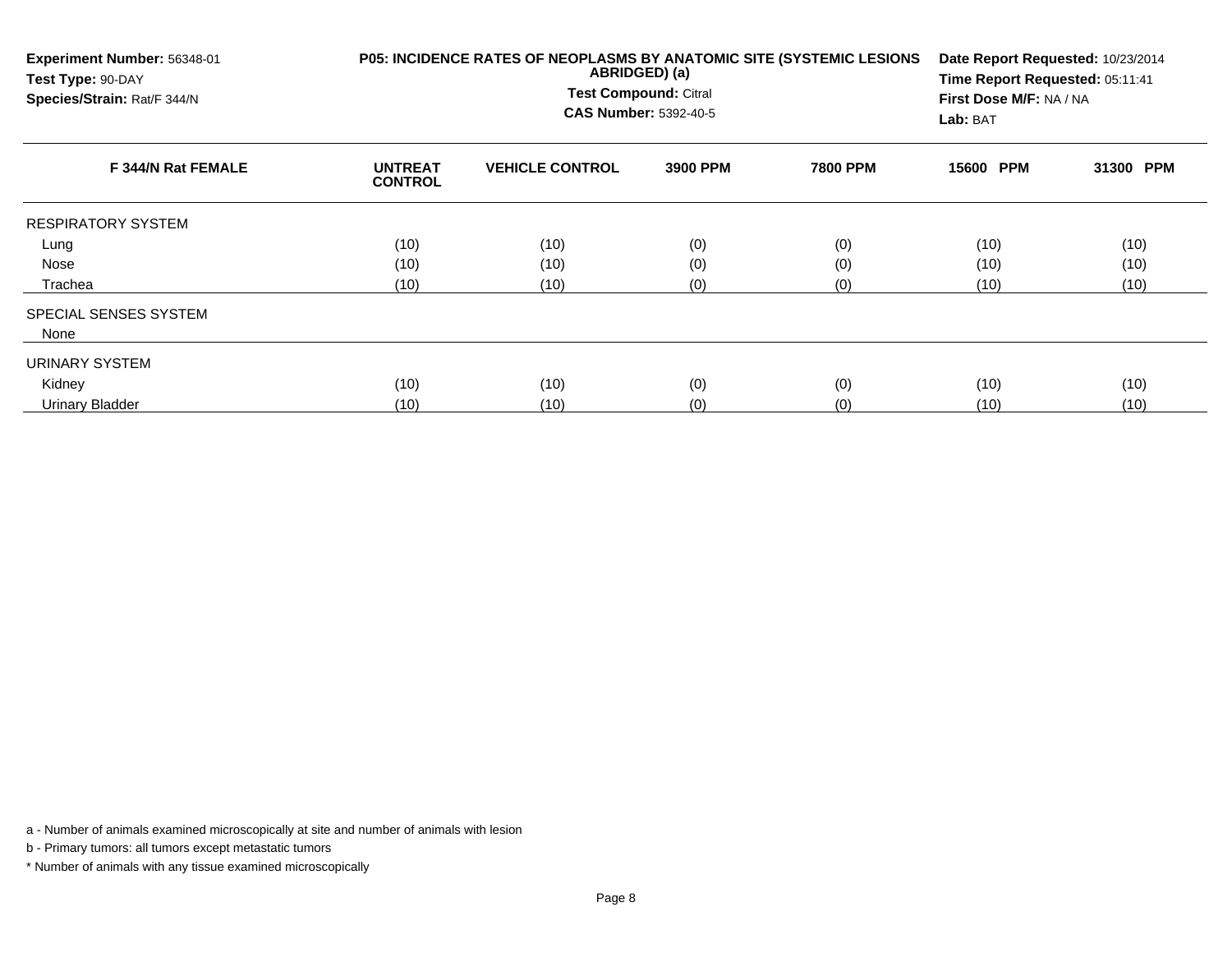**Experiment Number:** 56348-01
**Test Type:** 90-DAY
**Species/Strain:** Rat/F 344/N

**P05: INCIDENCE RATES OF NEOPLASMS BY ANATOMIC SITE (SYSTEMIC LESIONS ABRIDGED) (a)**
**Test Compound:** Citral
**CAS Number:** 5392-40-5

**Date Report Requested:** 10/23/2014
**Time Report Requested:** 05:11:41
**First Dose M/F:** NA / NA
**Lab:** BAT

| F 344/N Rat FEMALE | UNTREAT CONTROL | VEHICLE CONTROL | 3900 PPM | 7800 PPM | 15600 PPM | 31300 PPM |
|---|---|---|---|---|---|---|
| RESPIRATORY SYSTEM | | | | | | |
| Lung | (10) | (10) | (0) | (0) | (10) | (10) |
| Nose | (10) | (10) | (0) | (0) | (10) | (10) |
| Trachea | (10) | (10) | (0) | (0) | (10) | (10) |
| SPECIAL SENSES SYSTEM | | | | | | |
| None | | | | | | |
| URINARY SYSTEM | | | | | | |
| Kidney | (10) | (10) | (0) | (0) | (10) | (10) |
| Urinary Bladder | (10) | (10) | (0) | (0) | (10) | (10) |

a - Number of animals examined microscopically at site and number of animals with lesion

b - Primary tumors: all tumors except metastatic tumors

* Number of animals with any tissue examined microscopically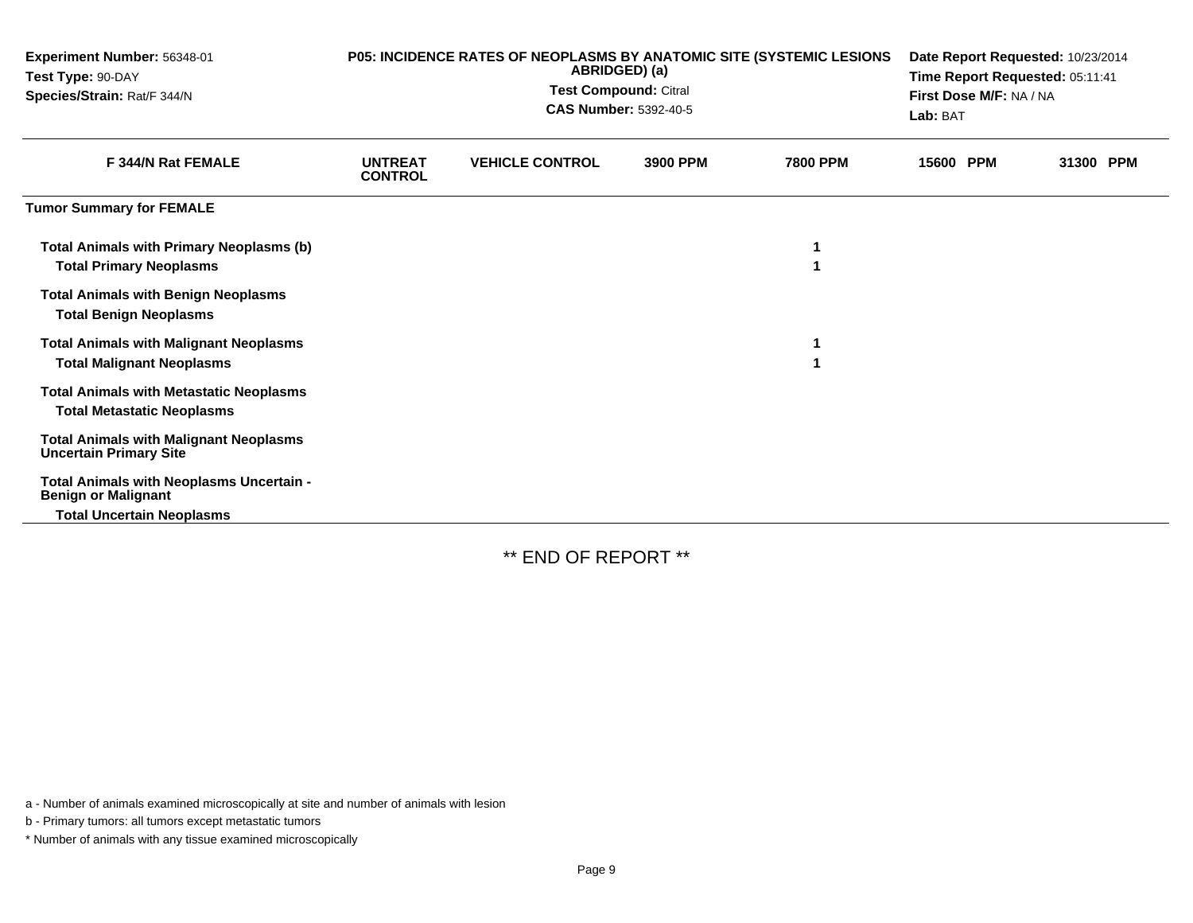**Experiment Number:** 56348-01
**Test Type:** 90-DAY
**Species/Strain:** Rat/F 344/N

**P05: INCIDENCE RATES OF NEOPLASMS BY ANATOMIC SITE (SYSTEMIC LESIONS ABRIDGED) (a)**
**Test Compound:** Citral
**CAS Number:** 5392-40-5

**Date Report Requested:** 10/23/2014
**Time Report Requested:** 05:11:41
**First Dose M/F:** NA / NA
**Lab:** BAT

| F 344/N Rat FEMALE | UNTREAT CONTROL | VEHICLE CONTROL | 3900 PPM | 7800 PPM | 15600 PPM | 31300 PPM |
|---|---|---|---|---|---|---|
| **Tumor Summary for FEMALE** | | | | | | |
| **Total Animals with Primary Neoplasms (b)** | | | | 1 | | |
| **Total Primary Neoplasms** | | | | 1 | | |
| **Total Animals with Benign Neoplasms** | | | | | | |
| **Total Benign Neoplasms** | | | | | | |
| **Total Animals with Malignant Neoplasms** | | | | 1 | | |
| **Total Malignant Neoplasms** | | | | 1 | | |
| **Total Animals with Metastatic Neoplasms** | | | | | | |
| **Total Metastatic Neoplasms** | | | | | | |
| **Total Animals with Malignant Neoplasms Uncertain Primary Site** | | | | | | |
| **Total Animals with Neoplasms Uncertain - Benign or Malignant** | | | | | | |
| **Total Uncertain Neoplasms** | | | | | | |

** END OF REPORT **

a - Number of animals examined microscopically at site and number of animals with lesion

b - Primary tumors: all tumors except metastatic tumors

* Number of animals with any tissue examined microscopically